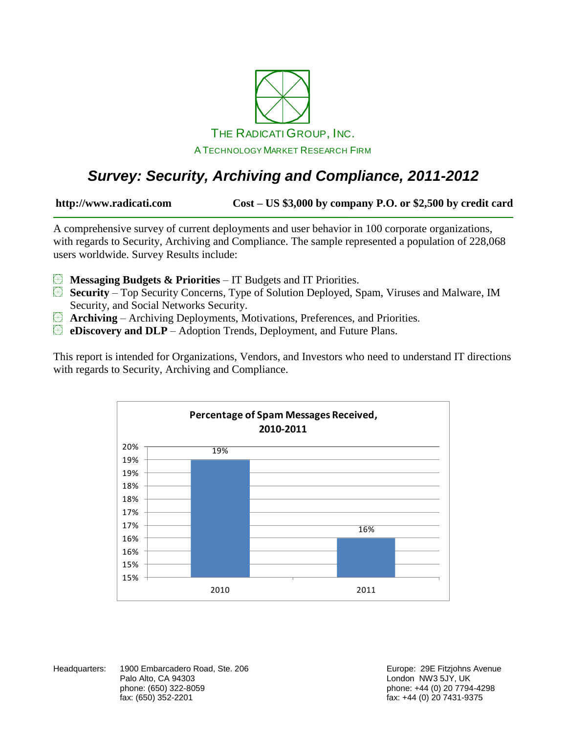THE RADICATI GROUP, INC.

A TECHNOLOGY MARKET RESEARCH FIRM

# *Survey: Security, Archiving and Compliance, 2011-2012*

**http://www.radicati.com** **Cost – US $3,000 by company P.O. or $2,500 by credit card**

A comprehensive survey of current deployments and user behavior in 100 corporate organizations, with regards to Security, Archiving and Compliance. The sample represented a population of 228,068 users worldwide. Survey Results include:

- **Messaging Budgets & Priorities** – IT Budgets and IT Priorities.
- **Security** – Top Security Concerns, Type of Solution Deployed, Spam, Viruses and Malware, IM Security, and Social Networks Security.
- **Archiving** – Archiving Deployments, Motivations, Preferences, and Priorities.
- **eDiscovery and DLP** – Adoption Trends, Deployment, and Future Plans.

This report is intended for Organizations, Vendors, and Investors who need to understand IT directions with regards to Security, Archiving and Compliance.

**Percentage of Spam Messages Received, 2010-2011**

| Year | Percentage |
| --- | --- |
| 2010 | 19% |
| 2011 | 16% |

Headquarters: 1900 Embarcadero Road, Ste. 206
Palo Alto, CA 94303
phone: (650) 322-8059
fax: (650) 352-2201

Europe: 29E Fitzjohns Avenue
London NW3 5JY, UK
phone: +44 (0) 20 7794-4298
fax: +44 (0) 20 7431-9375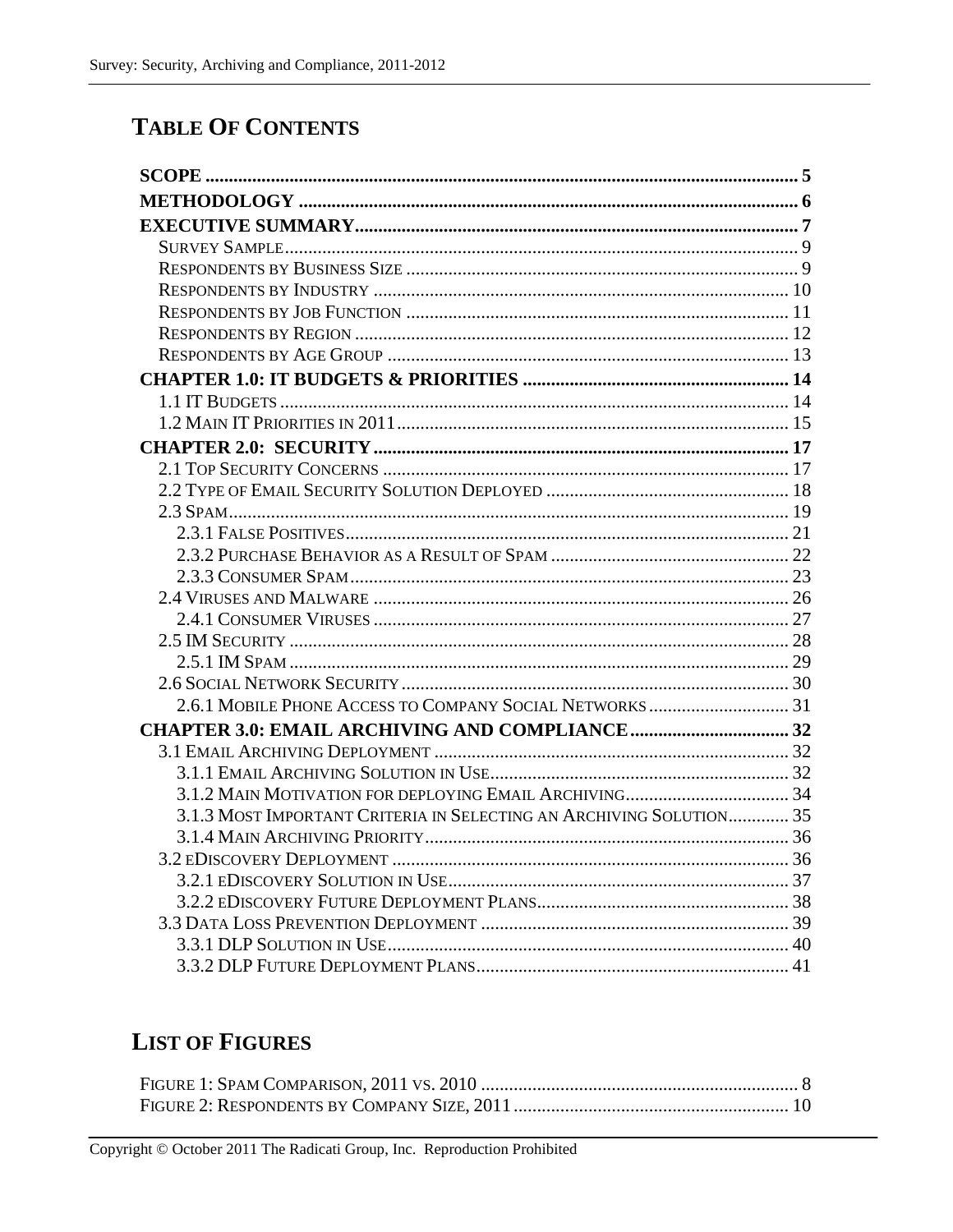# TABLE OF CONTENTS

SCOPE ..... 5

METHODOLOGY ..... 6

EXECUTIVE SUMMARY ..... 7

- SURVEY SAMPLE ..... 9
- RESPONDENTS BY BUSINESS SIZE ..... 9
- RESPONDENTS BY INDUSTRY ..... 10
- RESPONDENTS BY JOB FUNCTION ..... 11
- RESPONDENTS BY REGION ..... 12
- RESPONDENTS BY AGE GROUP ..... 13

CHAPTER 1.0: IT BUDGETS & PRIORITIES ..... 14

- 1.1 IT BUDGETS ..... 14
- 1.2 MAIN IT PRIORITIES IN 2011 ..... 15

CHAPTER 2.0: SECURITY ..... 17

- 2.1 TOP SECURITY CONCERNS ..... 17
- 2.2 TYPE OF EMAIL SECURITY SOLUTION DEPLOYED ..... 18
- 2.3 SPAM ..... 19
  - 2.3.1 FALSE POSITIVES ..... 21
  - 2.3.2 PURCHASE BEHAVIOR AS A RESULT OF SPAM ..... 22
  - 2.3.3 CONSUMER SPAM ..... 23
- 2.4 VIRUSES AND MALWARE ..... 26
  - 2.4.1 CONSUMER VIRUSES ..... 27
- 2.5 IM SECURITY ..... 28
  - 2.5.1 IM SPAM ..... 29
- 2.6 SOCIAL NETWORK SECURITY ..... 30
  - 2.6.1 MOBILE PHONE ACCESS TO COMPANY SOCIAL NETWORKS ..... 31

CHAPTER 3.0: EMAIL ARCHIVING AND COMPLIANCE ..... 32

- 3.1 EMAIL ARCHIVING DEPLOYMENT ..... 32
  - 3.1.1 EMAIL ARCHIVING SOLUTION IN USE ..... 32
  - 3.1.2 MAIN MOTIVATION FOR DEPLOYING EMAIL ARCHIVING ..... 34
  - 3.1.3 MOST IMPORTANT CRITERIA IN SELECTING AN ARCHIVING SOLUTION ..... 35
  - 3.1.4 MAIN ARCHIVING PRIORITY ..... 36
- 3.2 EDISCOVERY DEPLOYMENT ..... 36
  - 3.2.1 EDISCOVERY SOLUTION IN USE ..... 37
  - 3.2.2 EDISCOVERY FUTURE DEPLOYMENT PLANS ..... 38
- 3.3 DATA LOSS PREVENTION DEPLOYMENT ..... 39
  - 3.3.1 DLP SOLUTION IN USE ..... 40
  - 3.3.2 DLP FUTURE DEPLOYMENT PLANS ..... 41

# LIST OF FIGURES

FIGURE 1: SPAM COMPARISON, 2011 VS. 2010 ..... 8

FIGURE 2: RESPONDENTS BY COMPANY SIZE, 2011 ..... 10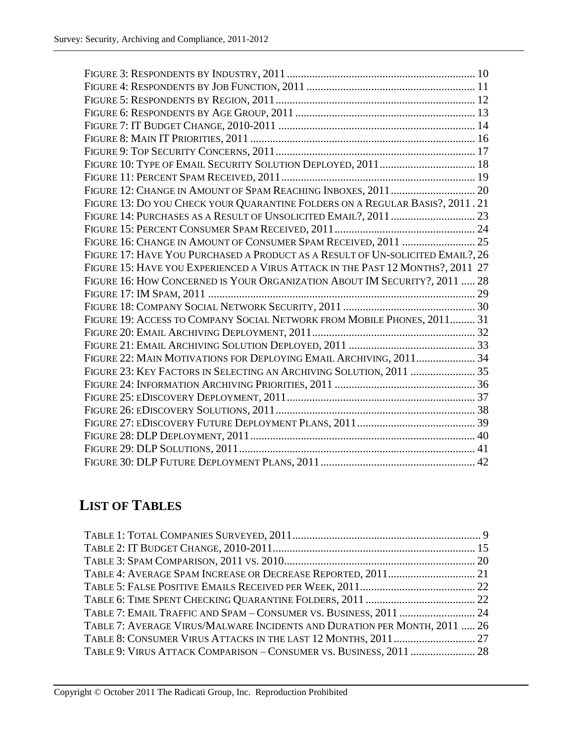Figure 3: Respondents by Industry, 2011 .................................................................... 10
Figure 4: Respondents by Job Function, 2011 ............................................................ 11
Figure 5: Respondents by Region, 2011 ....................................................................... 12
Figure 6: Respondents by Age Group, 2011 ................................................................ 13
Figure 7: IT Budget Change, 2010-2011 ...................................................................... 14
Figure 8: Main IT Priorities, 2011 ................................................................................ 16
Figure 9: Top Security Concerns, 2011 ....................................................................... 17
Figure 10: Type of Email Security Solution Deployed, 2011 .................................. 18
Figure 11: Percent Spam Received, 2011 ..................................................................... 19
Figure 12: Change in Amount of Spam Reaching Inboxes, 2011 .............................. 20
Figure 13: Do you Check your Quarantine Folders on a Regular Basis?, 2011 . 21
Figure 14: Purchases as a Result of Unsolicited Email?, 2011 .............................. 23
Figure 15: Percent Consumer Spam Received, 2011 .................................................. 24
Figure 16: Change in Amount of Consumer Spam Received, 2011 .......................... 25
Figure 17: Have You Purchased a Product as a Result of Un-solicited Email?, 26
Figure 15: Have you Experienced a Virus Attack in the Past 12 Months?, 2011 27
Figure 16: How Concerned is Your Organization About IM Security?, 2011 ..... 28
Figure 17: IM Spam, 2011 ................................................................................................ 29
Figure 18: Company Social Network Security, 2011 ............................................... 30
Figure 19: Access to Company Social Network from Mobile Phones, 2011......... 31
Figure 20: Email Archiving Deployment, 2011 .......................................................... 32
Figure 21: Email Archiving Solution Deployed, 2011 ............................................. 33
Figure 22: Main Motivations for Deploying Email Archiving, 2011 ..................... 34
Figure 23: Key Factors in Selecting an Archiving Solution, 2011 ....................... 35
Figure 24: Information Archiving Priorities, 2011 .................................................. 36
Figure 25: eDiscovery Deployment, 2011 ................................................................... 37
Figure 26: eDiscovery Solutions, 2011 ....................................................................... 38
Figure 27: eDiscovery Future Deployment Plans, 2011 .......................................... 39
Figure 28: DLP Deployment, 2011 ................................................................................ 40
Figure 29: DLP Solutions, 2011 .................................................................................... 41
Figure 30: DLP Future Deployment Plans, 2011 ....................................................... 42

## List of Tables

Table 1: Total Companies Surveyed, 2011 ................................................................... 9
Table 2: IT Budget Change, 2010-2011 ........................................................................ 15
Table 3: Spam Comparison, 2011 vs. 2010 ................................................................... 20
Table 4: Average Spam Increase or Decrease Reported, 2011 ............................... 21
Table 5: False Positive Emails Received per Week, 2011 ......................................... 22
Table 6: Time Spent Checking Quarantine Folders, 2011 ....................................... 22
Table 7: Email Traffic and Spam – Consumer vs. Business, 2011 ........................... 24
Table 7: Average Virus/Malware Incidents and Duration per Month, 2011 ..... 26
Table 8: Consumer Virus Attacks in the last 12 Months, 2011 ............................. 27
Table 9: Virus Attack Comparison – Consumer vs. Business, 2011 ....................... 28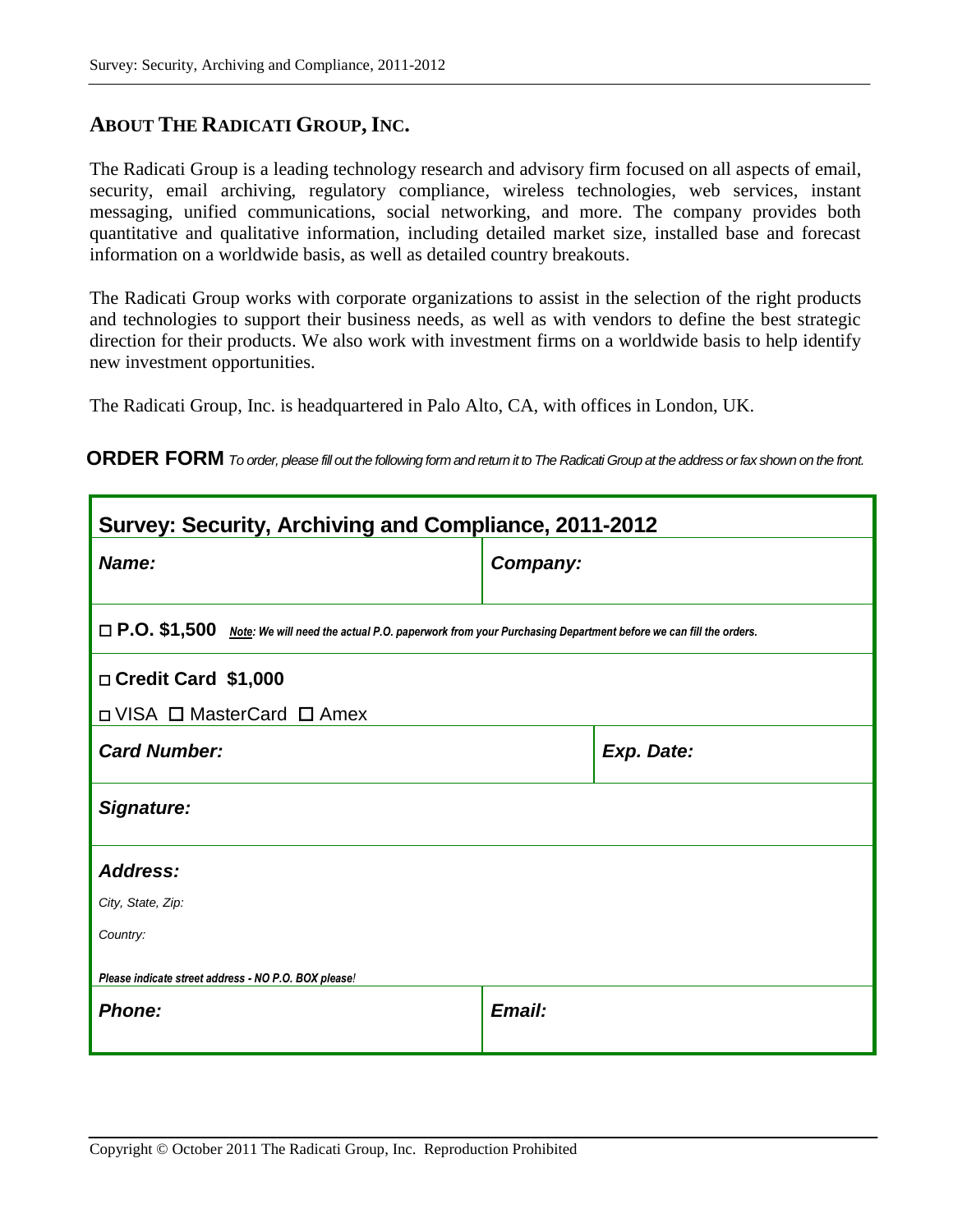## ABOUT THE RADICATI GROUP, INC.

The Radicati Group is a leading technology research and advisory firm focused on all aspects of email, security, email archiving, regulatory compliance, wireless technologies, web services, instant messaging, unified communications, social networking, and more. The company provides both quantitative and qualitative information, including detailed market size, installed base and forecast information on a worldwide basis, as well as detailed country breakouts.

The Radicati Group works with corporate organizations to assist in the selection of the right products and technologies to support their business needs, as well as with vendors to define the best strategic direction for their products. We also work with investment firms on a worldwide basis to help identify new investment opportunities.

The Radicati Group, Inc. is headquartered in Palo Alto, CA, with offices in London, UK.

**ORDER FORM** *To order, please fill out the following form and return it to The Radicati Group at the address or fax shown on the front.*

| | |
|---|---|
| **Survey: Security, Archiving and Compliance, 2011-2012** | |
| ***Name:*** | ***Company:*** |
| ☐ **P.O. $1,500** ***Note: We will need the actual P.O. paperwork from your Purchasing Department before we can fill the orders.*** | |
| ☐ **Credit Card $1,000**<br>☐ VISA ☐ MasterCard ☐ Amex | |
| ***Card Number:*** | ***Exp. Date:*** |
| ***Signature:*** | |
| ***Address:***<br>*City, State, Zip:*<br>*Country:*<br>***Please indicate street address - NO P.O. BOX please!*** | |
| ***Phone:*** | ***Email:*** |